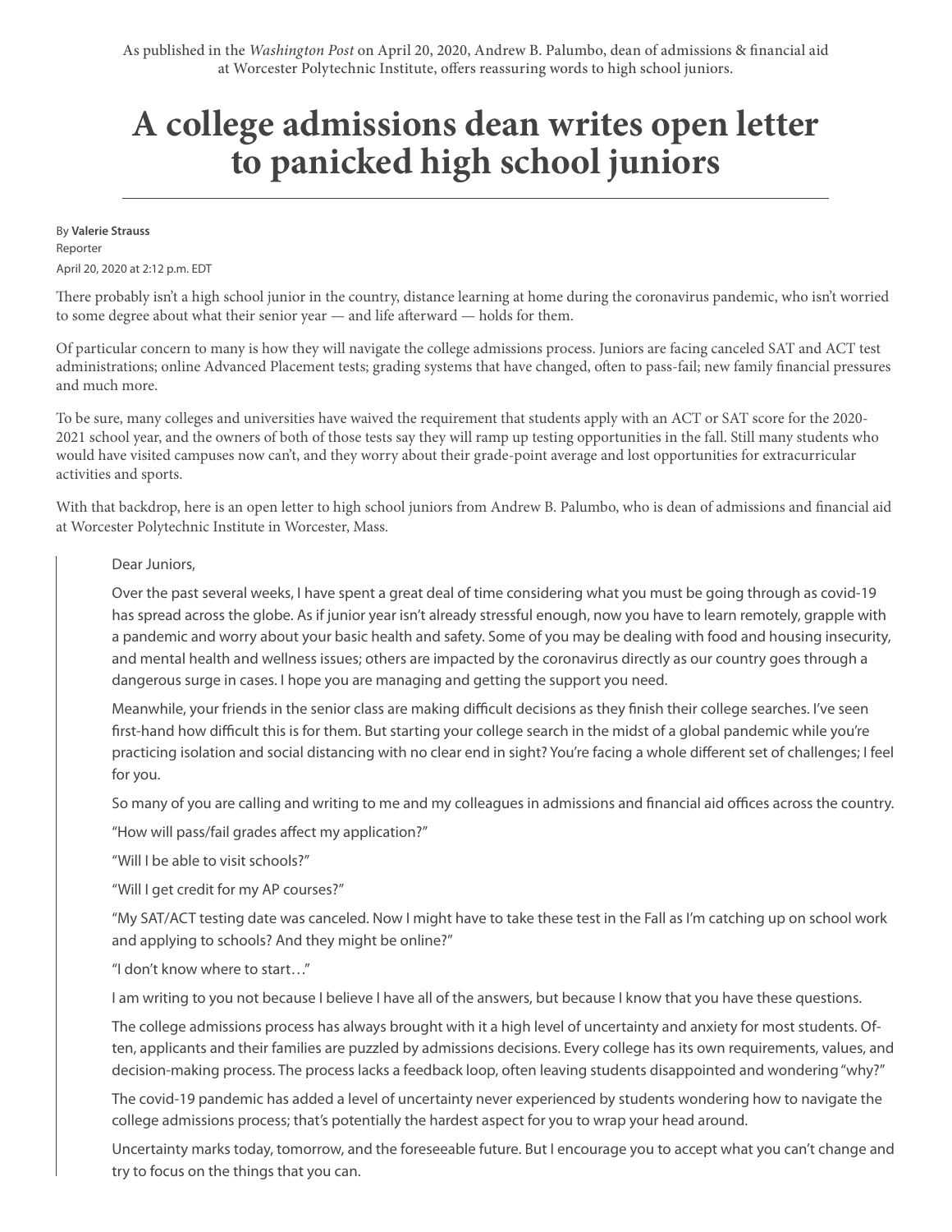As published in the *Washington Post* on April 20, 2020, Andrew B. Palumbo, dean of admissions & financial aid at Worcester Polytechnic Institute, offers reassuring words to high school juniors.

# A college admissions dean writes open letter to panicked high school juniors

By **Valerie Strauss**
Reporter
April 20, 2020 at 2:12 p.m. EDT

There probably isn't a high school junior in the country, distance learning at home during the coronavirus pandemic, who isn't worried to some degree about what their senior year — and life afterward — holds for them.

Of particular concern to many is how they will navigate the college admissions process. Juniors are facing canceled SAT and ACT test administrations; online Advanced Placement tests; grading systems that have changed, often to pass-fail; new family financial pressures and much more.

To be sure, many colleges and universities have waived the requirement that students apply with an ACT or SAT score for the 2020-2021 school year, and the owners of both of those tests say they will ramp up testing opportunities in the fall. Still many students who would have visited campuses now can't, and they worry about their grade-point average and lost opportunities for extracurricular activities and sports.

With that backdrop, here is an open letter to high school juniors from Andrew B. Palumbo, who is dean of admissions and financial aid at Worcester Polytechnic Institute in Worcester, Mass.

> Dear Juniors,
>
> Over the past several weeks, I have spent a great deal of time considering what you must be going through as covid-19 has spread across the globe. As if junior year isn't already stressful enough, now you have to learn remotely, grapple with a pandemic and worry about your basic health and safety. Some of you may be dealing with food and housing insecurity, and mental health and wellness issues; others are impacted by the coronavirus directly as our country goes through a dangerous surge in cases. I hope you are managing and getting the support you need.
>
> Meanwhile, your friends in the senior class are making difficult decisions as they finish their college searches. I've seen first-hand how difficult this is for them. But starting your college search in the midst of a global pandemic while you're practicing isolation and social distancing with no clear end in sight? You're facing a whole different set of challenges; I feel for you.
>
> So many of you are calling and writing to me and my colleagues in admissions and financial aid offices across the country.
>
> "How will pass/fail grades affect my application?"
>
> "Will I be able to visit schools?"
>
> "Will I get credit for my AP courses?"
>
> "My SAT/ACT testing date was canceled. Now I might have to take these test in the Fall as I'm catching up on school work and applying to schools? And they might be online?"
>
> "I don't know where to start…"
>
> I am writing to you not because I believe I have all of the answers, but because I know that you have these questions.
>
> The college admissions process has always brought with it a high level of uncertainty and anxiety for most students. Often, applicants and their families are puzzled by admissions decisions. Every college has its own requirements, values, and decision-making process. The process lacks a feedback loop, often leaving students disappointed and wondering "why?"
>
> The covid-19 pandemic has added a level of uncertainty never experienced by students wondering how to navigate the college admissions process; that's potentially the hardest aspect for you to wrap your head around.
>
> Uncertainty marks today, tomorrow, and the foreseeable future. But I encourage you to accept what you can't change and try to focus on the things that you can.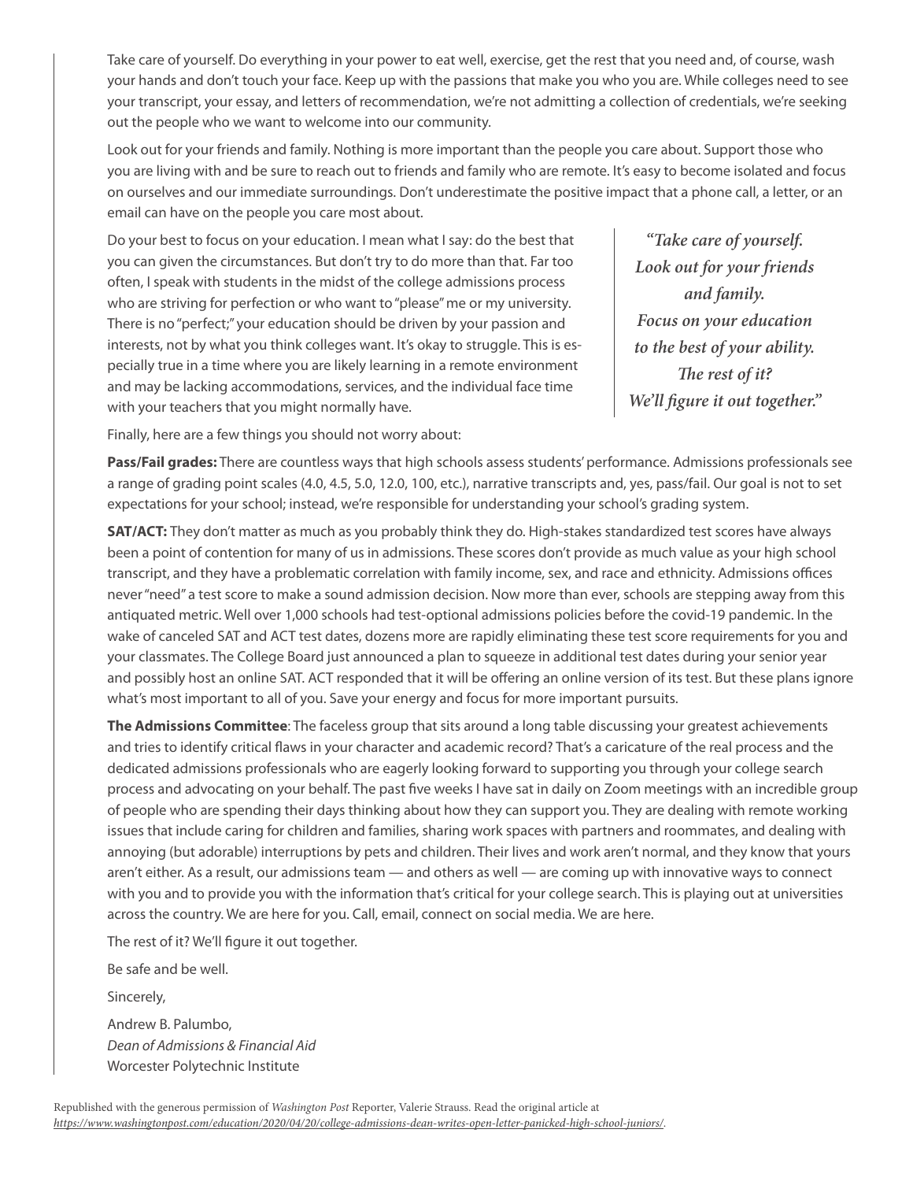Take care of yourself. Do everything in your power to eat well, exercise, get the rest that you need and, of course, wash your hands and don't touch your face. Keep up with the passions that make you who you are. While colleges need to see your transcript, your essay, and letters of recommendation, we're not admitting a collection of credentials, we're seeking out the people who we want to welcome into our community.

Look out for your friends and family. Nothing is more important than the people you care about. Support those who you are living with and be sure to reach out to friends and family who are remote. It's easy to become isolated and focus on ourselves and our immediate surroundings. Don't underestimate the positive impact that a phone call, a letter, or an email can have on the people you care most about.

Do your best to focus on your education. I mean what I say: do the best that you can given the circumstances. But don't try to do more than that. Far too often, I speak with students in the midst of the college admissions process who are striving for perfection or who want to "please" me or my university. There is no "perfect;" your education should be driven by your passion and interests, not by what you think colleges want. It's okay to struggle. This is especially true in a time where you are likely learning in a remote environment and may be lacking accommodations, services, and the individual face time with your teachers that you might normally have.

> *"Take care of yourself. Look out for your friends and family. Focus on your education to the best of your ability. The rest of it? We'll figure it out together."*

Finally, here are a few things you should not worry about:

**Pass/Fail grades:** There are countless ways that high schools assess students' performance. Admissions professionals see a range of grading point scales (4.0, 4.5, 5.0, 12.0, 100, etc.), narrative transcripts and, yes, pass/fail. Our goal is not to set expectations for your school; instead, we're responsible for understanding your school's grading system.

**SAT/ACT:** They don't matter as much as you probably think they do. High-stakes standardized test scores have always been a point of contention for many of us in admissions. These scores don't provide as much value as your high school transcript, and they have a problematic correlation with family income, sex, and race and ethnicity. Admissions offices never "need" a test score to make a sound admission decision. Now more than ever, schools are stepping away from this antiquated metric. Well over 1,000 schools had test-optional admissions policies before the covid-19 pandemic. In the wake of canceled SAT and ACT test dates, dozens more are rapidly eliminating these test score requirements for you and your classmates. The College Board just announced a plan to squeeze in additional test dates during your senior year and possibly host an online SAT. ACT responded that it will be offering an online version of its test. But these plans ignore what's most important to all of you. Save your energy and focus for more important pursuits.

**The Admissions Committee**: The faceless group that sits around a long table discussing your greatest achievements and tries to identify critical flaws in your character and academic record? That's a caricature of the real process and the dedicated admissions professionals who are eagerly looking forward to supporting you through your college search process and advocating on your behalf. The past five weeks I have sat in daily on Zoom meetings with an incredible group of people who are spending their days thinking about how they can support you. They are dealing with remote working issues that include caring for children and families, sharing work spaces with partners and roommates, and dealing with annoying (but adorable) interruptions by pets and children. Their lives and work aren't normal, and they know that yours aren't either. As a result, our admissions team — and others as well — are coming up with innovative ways to connect with you and to provide you with the information that's critical for your college search. This is playing out at universities across the country. We are here for you. Call, email, connect on social media. We are here.

The rest of it? We'll figure it out together.

Be safe and be well.

Sincerely,

Andrew B. Palumbo,
*Dean of Admissions & Financial Aid*
Worcester Polytechnic Institute

Republished with the generous permission of *Washington Post* Reporter, Valerie Strauss. Read the original article at *https://www.washingtonpost.com/education/2020/04/20/college-admissions-dean-writes-open-letter-panicked-high-school-juniors/*.